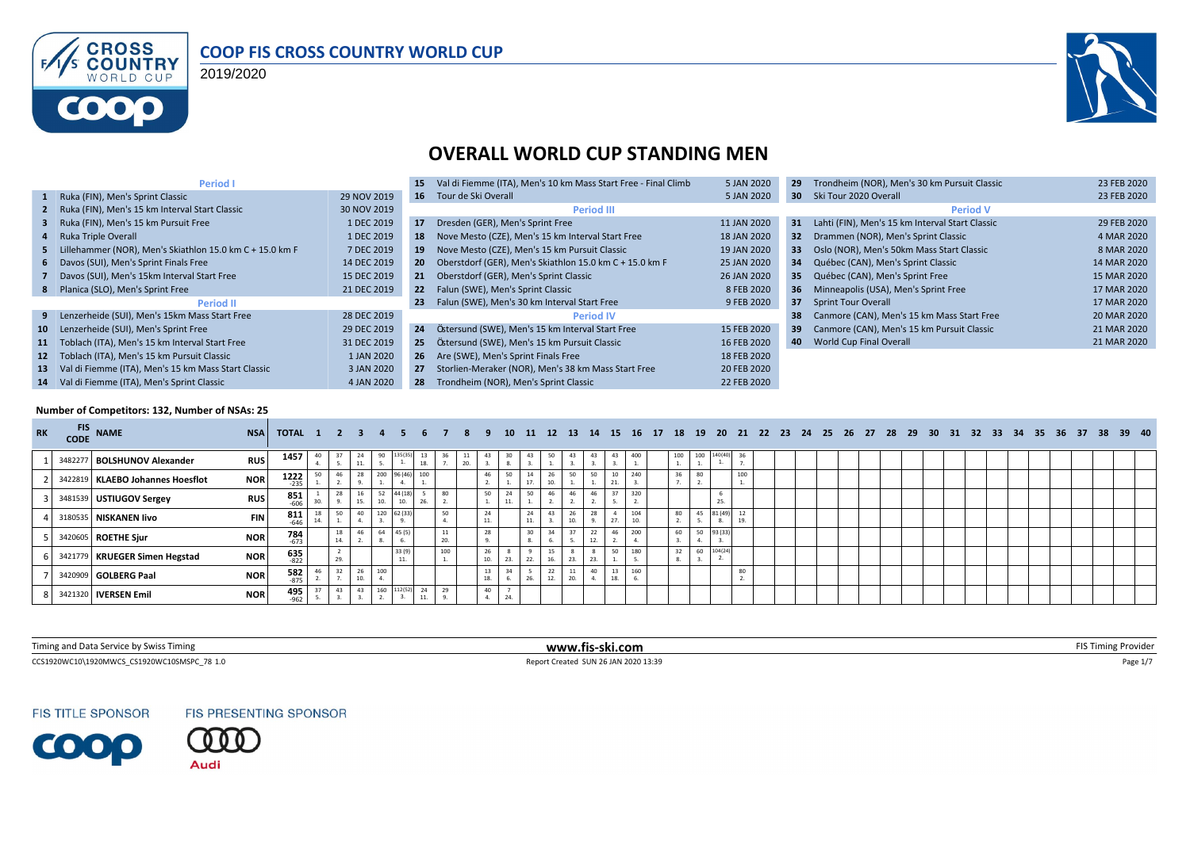# COOP FIS CROSS COUNTRY WORLD CUP

2019/2020

## OVERALL WORLD CUP STANDING MEN

### Period I

| No. | Event | Date |
|---|---|---|
| 1 | Ruka (FIN), Men's Sprint Classic | 29 NOV 2019 |
| 2 | Ruka (FIN), Men's 15 km Interval Start Classic | 30 NOV 2019 |
| 3 | Ruka (FIN), Men's 15 km Pursuit Free | 1 DEC 2019 |
| 4 | Ruka Triple Overall | 1 DEC 2019 |
| 5 | Lillehammer (NOR), Men's Skiathlon 15.0 km C + 15.0 km F | 7 DEC 2019 |
| 6 | Davos (SUI), Men's Sprint Finals Free | 14 DEC 2019 |
| 7 | Davos (SUI), Men's 15km Interval Start Free | 15 DEC 2019 |
| 8 | Planica (SLO), Men's Sprint Free | 21 DEC 2019 |

### Period II

| No. | Event | Date |
|---|---|---|
| 9 | Lenzerheide (SUI), Men's 15km Mass Start Free | 28 DEC 2019 |
| 10 | Lenzerheide (SUI), Men's Sprint Free | 29 DEC 2019 |
| 11 | Toblach (ITA), Men's 15 km Interval Start Free | 31 DEC 2019 |
| 12 | Toblach (ITA), Men's 15 km Pursuit Classic | 1 JAN 2020 |
| 13 | Val di Fiemme (ITA), Men's 15 km Mass Start Classic | 3 JAN 2020 |
| 14 | Val di Fiemme (ITA), Men's Sprint Classic | 4 JAN 2020 |
| 15 | Val di Fiemme (ITA), Men's 10 km Mass Start Free - Final Climb | 5 JAN 2020 |
| 16 | Tour de Ski Overall | 5 JAN 2020 |

### Period III

| No. | Event | Date |
|---|---|---|
| 17 | Dresden (GER), Men's Sprint Free | 11 JAN 2020 |
| 18 | Nove Mesto (CZE), Men's 15 km Interval Start Free | 18 JAN 2020 |
| 19 | Nove Mesto (CZE), Men's 15 km Pursuit Classic | 19 JAN 2020 |
| 20 | Oberstdorf (GER), Men's Skiathlon 15.0 km C + 15.0 km F | 25 JAN 2020 |
| 21 | Oberstdorf (GER), Men's Sprint Classic | 26 JAN 2020 |
| 22 | Falun (SWE), Men's Sprint Classic | 8 FEB 2020 |
| 23 | Falun (SWE), Men's 30 km Interval Start Free | 9 FEB 2020 |

### Period IV

| No. | Event | Date |
|---|---|---|
| 24 | Östersund (SWE), Men's 15 km Interval Start Free | 15 FEB 2020 |
| 25 | Östersund (SWE), Men's 15 km Pursuit Classic | 16 FEB 2020 |
| 26 | Are (SWE), Men's Sprint Finals Free | 18 FEB 2020 |
| 27 | Storlien-Meraker (NOR), Men's 38 km Mass Start Free | 20 FEB 2020 |
| 28 | Trondheim (NOR), Men's Sprint Classic | 22 FEB 2020 |
| 29 | Trondheim (NOR), Men's 30 km Pursuit Classic | 23 FEB 2020 |
| 30 | Ski Tour 2020 Overall | 23 FEB 2020 |

### Period V

| No. | Event | Date |
|---|---|---|
| 31 | Lahti (FIN), Men's 15 km Interval Start Classic | 29 FEB 2020 |
| 32 | Drammen (NOR), Men's Sprint Classic | 4 MAR 2020 |
| 33 | Oslo (NOR), Men's 50km Mass Start Classic | 8 MAR 2020 |
| 34 | Québec (CAN), Men's Sprint Classic | 14 MAR 2020 |
| 35 | Québec (CAN), Men's Sprint Free | 15 MAR 2020 |
| 36 | Minneapolis (USA), Men's Sprint Free | 17 MAR 2020 |
| 37 | Sprint Tour Overall | 17 MAR 2020 |
| 38 | Canmore (CAN), Men's 15 km Mass Start Free | 20 MAR 2020 |
| 39 | Canmore (CAN), Men's 15 km Pursuit Classic | 21 MAR 2020 |
| 40 | World Cup Final Overall | 21 MAR 2020 |

**Number of Competitors: 132, Number of NSAs: 25**

| RK | FIS CODE | NAME | NSA | TOTAL | 1 | 2 | 3 | 4 | 5 | 6 | 7 | 8 | 9 | 10 | 11 | 12 | 13 | 14 | 15 | 16 | 17 | 18 | 19 | 20 | 21 | 22 | 23 | 24 | 25 | 26 | 27 | 28 | 29 | 30 | 31 | 32 | 33 | 34 | 35 | 36 | 37 | 38 | 39 | 40 |
|---|---|---|---|---|---|---|---|---|---|---|---|---|---|---|---|---|---|---|---|---|---|---|---|---|---|---|---|---|---|---|---|---|---|---|---|---|---|---|---|---|---|---|---|---|
| 1 | 3482277 | BOLSHUNOV Alexander | RUS | 1457 | 40 4. | 37 5. | 24 11. | 90 5. | 135(35) 1. | 13 18. | 36 7. | 11 20. | 43 3. | 30 8. | 43 3. | 50 1. | 43 3. | 43 3. | 43 3. | 400 1. | | 100 1. | 100 1. | 140(40) 1. | 36 7. | | | | | | | | | | | | | | | | | | | |
| 2 | 3422819 | KLAEBO Johannes Hoesflot | NOR | 1222 -235 | 50 1. | 46 2. | 28 9. | 200 1. | 96(46) 4. | 100 1. | | | 46 2. | 50 1. | 14 17. | 26 10. | 50 1. | 50 1. | 10 21. | 240 3. | | 36 7. | 80 2. | | 100 1. | | | | | | | | | | | | | | | | | | | |
| 3 | 3481539 | USTIUGOV Sergey | RUS | 851 -606 | 1 30. | 28 9. | 16 15. | 52 10. | 44(18) 10. | 5 26. | 80 2. | | 50 1. | 24 11. | 50 1. | 46 2. | 46 2. | 46 2. | 37 5. | 320 2. | | | | 6 25. | | | | | | | | | | | | | | | | | | | | |
| 4 | 3180535 | NISKANEN Iivo | FIN | 811 -646 | 18 14. | 50 1. | 40 4. | 120 3. | 62(33) 9. | | 50 4. | | 24 11. | | 24 11. | 43 3. | 26 10. | 28 9. | 4 27. | 104 10. | | 80 2. | 45 5. | 81(49) 8. | 12 19. | | | | | | | | | | | | | | | | | | | |
| 5 | 3420605 | ROETHE Sjur | NOR | 784 -673 | | 18 14. | 46 2. | 64 8. | 45(5) 6. | | 11 20. | | 28 9. | | 30 8. | 34 6. | 37 5. | 22 12. | 46 2. | 200 4. | | 60 3. | 50 4. | 93(33) 3. | | | | | | | | | | | | | | | | | | | | |
| 6 | 3421779 | KRUEGER Simen Hegstad | NOR | 635 -822 | | 2 29. | | | 33(9) 11. | | 100 1. | | 26 10. | 8 23. | 9 22. | 15 16. | 8 23. | 8 23. | 50 1. | 180 5. | | 32 8. | 60 3. | 104(24) 2. | | | | | | | | | | | | | | | | | | | | |
| 7 | 3420909 | GOLBERG Paal | NOR | 582 -875 | 46 2. | 32 7. | 26 10. | 100 4. | | | | | 13 18. | 34 6. | 5 26. | 22 12. | 11 20. | 40 4. | 13 18. | 160 6. | | | | | 80 2. | | | | | | | | | | | | | | | | | | | |
| 8 | 3421320 | IVERSEN Emil | NOR | 495 -962 | 37 5. | 43 3. | 43 3. | 160 2. | 112(52) 3. | 24 11. | 29 9. | | 40 4. | 7 24. | | | | | | | | | | | | | | | | | | | | | | | | | | | | | | |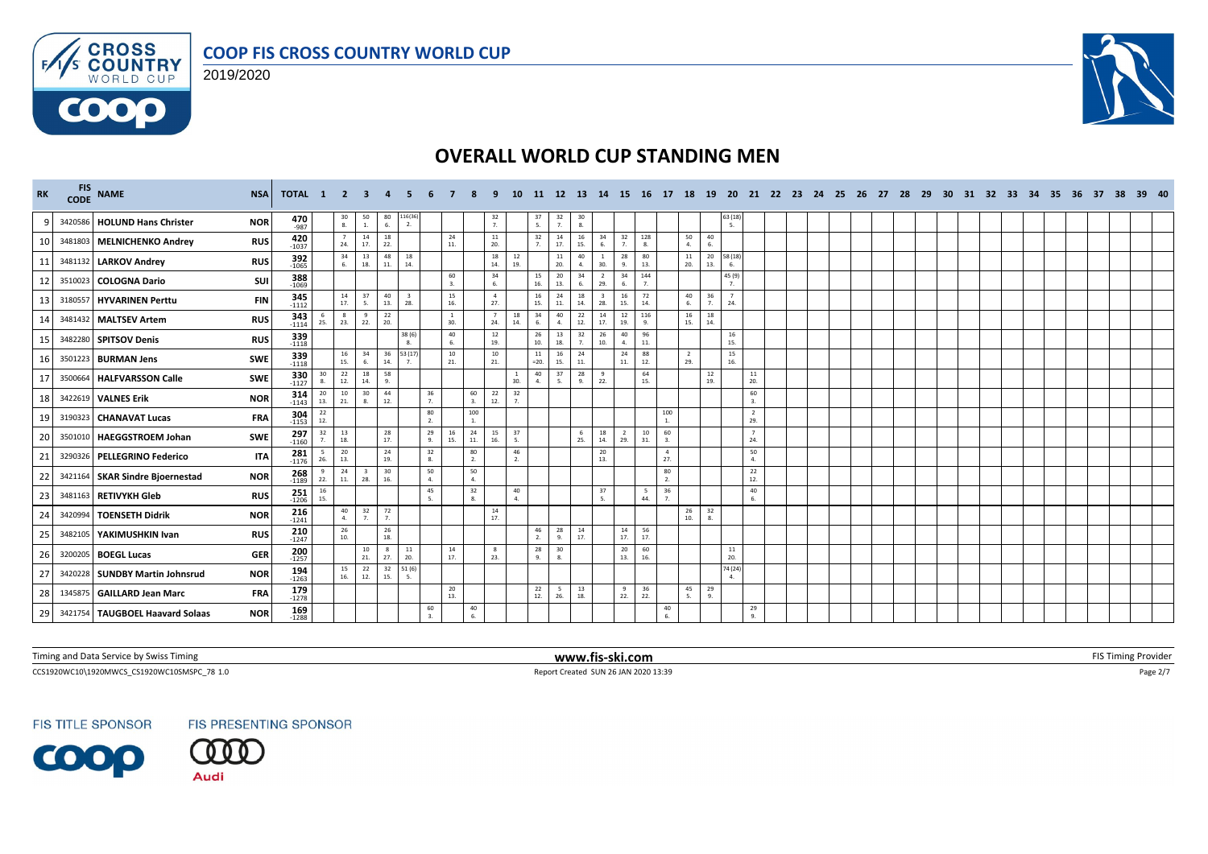# COOP FIS CROSS COUNTRY WORLD CUP

2019/2020

## OVERALL WORLD CUP STANDING MEN

| RK | FIS CODE | NAME | NSA | TOTAL | 1 | 2 | 3 | 4 | 5 | 6 | 7 | 8 | 9 | 10 | 11 | 12 | 13 | 14 | 15 | 16 | 17 | 18 | 19 | 20 | 21 | 22 | 23 | 24 | 25 | 26 | 27 | 28 | 29 | 30 | 31 | 32 | 33 | 34 | 35 | 36 | 37 | 38 | 39 | 40 |
|---|---|---|---|---|---|---|---|---|---|---|---|---|---|---|---|---|---|---|---|---|---|---|---|---|---|---|---|---|---|---|---|---|---|---|---|---|---|---|---|---|---|---|---|---|
| 9 | 3420586 | **HOLUND Hans Christer** | NOR | 470 -987 | | 30 8. | 50 1. | 80 6. | 116(36) 2. | | | | 32 7. | | 37 5. | 32 7. | 30 8. | | | | | | | 63(18) 5. | | | | | | | | | | | | | | | | | | | | |
| 10 | 3481803 | **MELNICHENKO Andrey** | RUS | 420 -1037 | | 7 24. | 14 17. | 18 22. | | | 24 11. | | 11 20. | | 32 7. | 14 17. | 16 15. | 34 6. | 32 7. | 128 8. | | 50 4. | 40 6. | | | | | | | | | | | | | | | | | | | | | |
| 11 | 3481132 | **LARKOV Andrey** | RUS | 392 -1065 | | 34 6. | 13 18. | 48 11. | 18 14. | | | | 18 14. | 12 19. | | 11 20. | 40 4. | 1 30. | 28 9. | 80 13. | | 11 20. | 20 13. | 58(18) 6. | | | | | | | | | | | | | | | | | | | | |
| 12 | 3510023 | **COLOGNA Dario** | SUI | 388 -1069 | | | | | | | 60 3. | | 34 6. | | 15 16. | 20 13. | 34 6. | 2 29. | 34 6. | 144 7. | | | | 45(9) 7. | | | | | | | | | | | | | | | | | | | | |
| 13 | 3180557 | **HYVARINEN Perttu** | FIN | 345 -1112 | | 14 17. | 37 5. | 40 13. | 3 28. | | 15 16. | | 4 27. | | 16 15. | 24 11. | 18 14. | 3 28. | 16 15. | 72 14. | | 40 6. | 36 7. | 7 24. | | | | | | | | | | | | | | | | | | | | |
| 14 | 3481432 | **MALTSEV Artem** | RUS | 343 -1114 | 6 25. | 8 23. | 9 22. | 22 20. | | | 1 30. | | 7 24. | 18 14. | 34 6. | 40 4. | 22 12. | 14 17. | 12 19. | 116 9. | | 16 15. | 18 14. | | | | | | | | | | | | | | | | | | | | | |
| 15 | 3482280 | **SPITSOV Denis** | RUS | 339 -1118 | | | | | 38(6) 8. | | 40 6. | | 12 19. | | 26 10. | 13 18. | 32 7. | 26 10. | 40 4. | 96 11. | | | | 16 15. | | | | | | | | | | | | | | | | | | | | |
| 16 | 3501223 | **BURMAN Jens** | SWE | 339 -1118 | | 16 15. | 34 6. | 36 14. | 53(17) 7. | | 10 21. | | 10 21. | | 11 =20. | 16 15. | 24 11. | | 24 11. | 88 12. | | 2 29. | | 15 16. | | | | | | | | | | | | | | | | | | | | |
| 17 | 3500664 | **HALFVARSSON Calle** | SWE | 330 -1127 | 30 8. | 22 12. | 18 14. | 58 9. | | | | | | 1 30. | 40 4. | 37 5. | 28 9. | 9 22. | | 64 15. | | | 12 19. | | 11 20. | | | | | | | | | | | | | | | | | | | |
| 18 | 3422619 | **VALNES Erik** | NOR | 314 -1143 | 20 13. | 10 21. | 30 8. | 44 12. | | 36 7. | | 60 3. | 22 12. | 32 7. | | | | | | | | | | | 60 3. | | | | | | | | | | | | | | | | | | | |
| 19 | 3190323 | **CHANAVAT Lucas** | FRA | 304 -1153 | 22 12. | | | | | 80 2. | | 100 1. | | | | | | | | | 100 1. | | | | 2 29. | | | | | | | | | | | | | | | | | | | |
| 20 | 3501010 | **HAEGGSTROEM Johan** | SWE | 297 -1160 | 32 7. | 13 18. | | 28 17. | | 29 9. | 16 15. | 24 11. | 15 16. | 37 5. | | | 6 25. | 18 14. | 2 29. | 10 31. | 60 3. | | | | 7 24. | | | | | | | | | | | | | | | | | | | |
| 21 | 3290326 | **PELLEGRINO Federico** | ITA | 281 -1176 | 5 26. | 20 13. | | 24 19. | | 32 8. | | 80 2. | | 46 2. | | | | 20 13. | | | 4 27. | | | | 50 4. | | | | | | | | | | | | | | | | | | | |
| 22 | 3421164 | **SKAR Sindre Bjoernestad** | NOR | 268 -1189 | 9 22. | 24 11. | 3 28. | 30 16. | | 50 4. | | 50 4. | | | | | | | | | 80 2. | | | | 22 12. | | | | | | | | | | | | | | | | | | | |
| 23 | 3481163 | **RETIVYKH Gleb** | RUS | 251 -1206 | 16 15. | | | | | 45 5. | | 32 8. | | 40 4. | | | | 37 5. | | 5 44. | 36 7. | | | | 40 6. | | | | | | | | | | | | | | | | | | | |
| 24 | 3420994 | **TOENSETH Didrik** | NOR | 216 -1241 | | 40 4. | 32 7. | 72 7. | | | | | 14 17. | | | | | | | | | 26 10. | 32 8. | | | | | | | | | | | | | | | | | | | | | |
| 25 | 3482105 | **YAKIMUSHKIN Ivan** | RUS | 210 -1247 | | 26 10. | | 26 18. | | | | | | | 46 2. | 28 9. | 14 17. | | 14 17. | 56 17. | | | | | | | | | | | | | | | | | | | | | | | | |
| 26 | 3200205 | **BOEGL Lucas** | GER | 200 -1257 | | | 10 21. | 8 27. | 11 20. | | 14 17. | | 8 23. | | 28 9. | 30 8. | | | 20 13. | 60 16. | | | | 11 20. | | | | | | | | | | | | | | | | | | | | |
| 27 | 3420228 | **SUNDBY Martin Johnsrud** | NOR | 194 -1263 | | 15 16. | 22 12. | 32 15. | 51(6) 5. | | | | | | | | | | | | | | | 74(24) 4. | | | | | | | | | | | | | | | | | | | | |
| 28 | 1345875 | **GAILLARD Jean Marc** | FRA | 179 -1278 | | | | | | | 20 13. | | | | 22 12. | 5 26. | 13 18. | | 9 22. | 36 22. | | 45 5. | 29 9. | | | | | | | | | | | | | | | | | | | | | |
| 29 | 3421754 | **TAUGBOEL Haavard Solaas** | NOR | 169 -1288 | | | | | | 60 3. | | 40 6. | | | | | | | | | 40 6. | | | | 29 9. | | | | | | | | | | | | | | | | | | | |

Timing and Data Service by Swiss Timing — www.fis-ski.com — FIS Timing Provider

CCS1920WC10\1920MWCS_CS1920WC10SMSPC_78 1.0 — Report Created SUN 26 JAN 2020 13:39

FIS TITLE SPONSOR: COOP — FIS PRESENTING SPONSOR: Audi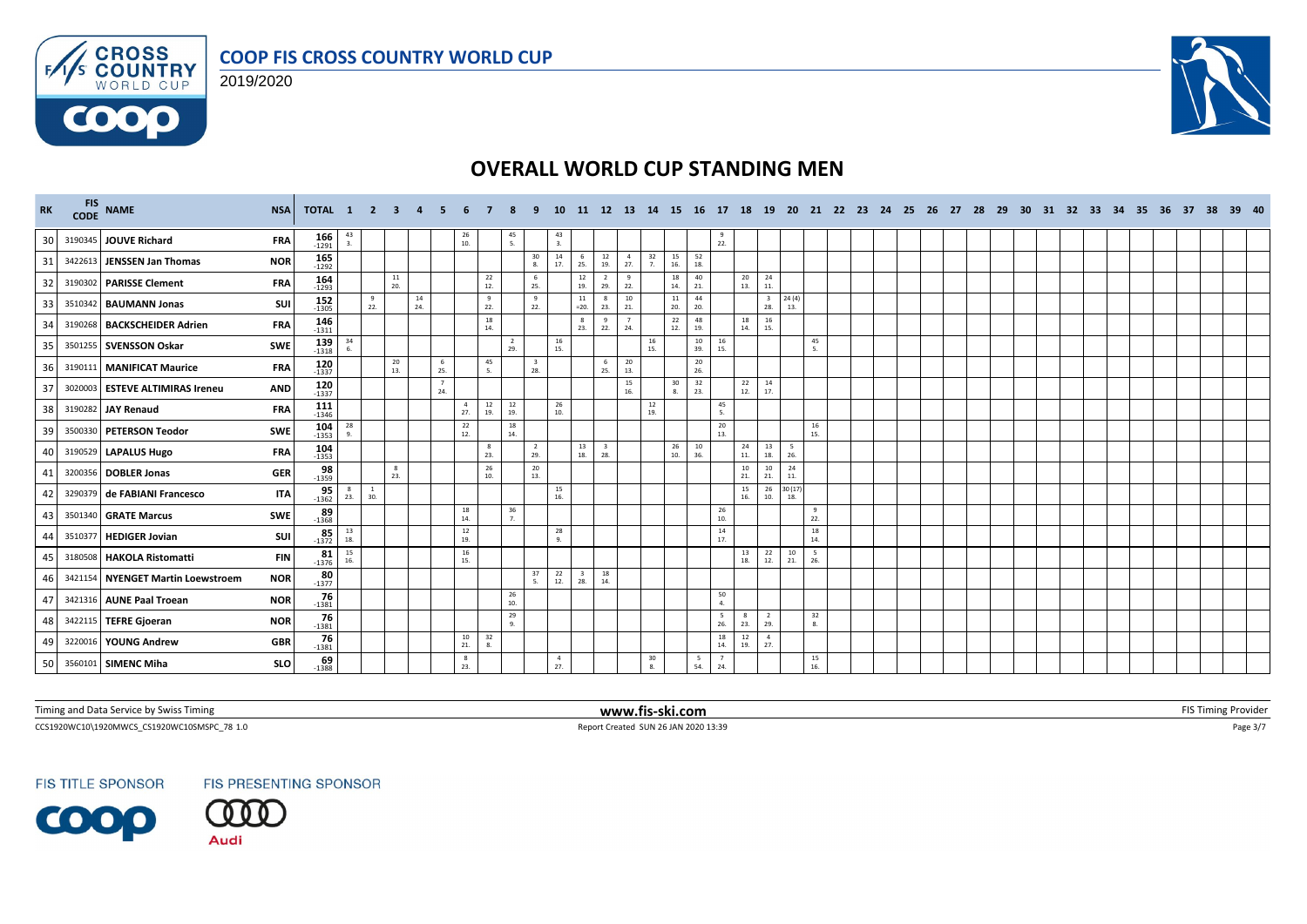# COOP FIS CROSS COUNTRY WORLD CUP

2019/2020

## OVERALL WORLD CUP STANDING MEN

| RK | FIS CODE | NAME | NSA | TOTAL | 1 | 2 | 3 | 4 | 5 | 6 | 7 | 8 | 9 | 10 | 11 | 12 | 13 | 14 | 15 | 16 | 17 | 18 | 19 | 20 | 21 | 22 | 23 | 24 | 25 | 26 | 27 | 28 | 29 | 30 | 31 | 32 | 33 | 34 | 35 | 36 | 37 | 38 | 39 | 40 |
|---|---|---|---|---|---|---|---|---|---|---|---|---|---|---|---|---|---|---|---|---|---|---|---|---|---|---|---|---|---|---|---|---|---|---|---|---|---|---|---|---|---|---|---|---|
| 30 | 3190345 | JOUVE Richard | FRA | 166 -1291 | 43 3. | | | | | 26 10. | | 45 5. | | 43 3. | | | | | | | 9 22. | | | | | | | | | | | | | | | | | | | | | | | |
| 31 | 3422613 | JENSSEN Jan Thomas | NOR | 165 -1292 | | | | | | | | | 30 8. | 14 17. | 6 25. | 12 19. | 4 27. | 32 7. | 15 16. | 52 18. | | | | | | | | | | | | | | | | | | | | | | | | |
| 32 | 3190302 | PARISSE Clement | FRA | 164 -1293 | | | 11 20. | | | | 22 12. | | 6 25. | | 12 19. | 2 29. | 9 22. | | 18 14. | 40 21. | | 20 13. | 24 11. | | | | | | | | | | | | | | | | | | | | | |
| 33 | 3510342 | BAUMANN Jonas | SUI | 152 -1305 | | 9 22. | | 14 24. | | | 9 22. | | 9 22. | | 11 =20. | 8 23. | 10 21. | | 11 20. | 44 20. | | | 3 28. | 24 (4) 13. | | | | | | | | | | | | | | | | | | | | |
| 34 | 3190268 | BACKSCHEIDER Adrien | FRA | 146 -1311 | | | | | | | 18 14. | | | | 8 23. | 9 22. | 7 24. | | 22 12. | 48 19. | | 18 14. | 16 15. | | | | | | | | | | | | | | | | | | | | | |
| 35 | 3501255 | SVENSSON Oskar | SWE | 139 -1318 | 34 6. | | | | | | | 2 29. | | 16 15. | | | | 16 15. | | 10 39. | 16 15. | | | | 45 5. | | | | | | | | | | | | | | | | | | | |
| 36 | 3190111 | MANIFICAT Maurice | FRA | 120 -1337 | | | 20 13. | | 6 25. | | 45 5. | | 3 28. | | | 6 25. | 20 13. | | | 20 26. | | | | | | | | | | | | | | | | | | | | | | | | |
| 37 | 3020003 | ESTEVE ALTIMIRAS Ireneu | AND | 120 -1337 | | | | | 7 24. | | | | | | | | 15 16. | | 30 8. | 32 23. | | 22 12. | 14 17. | | | | | | | | | | | | | | | | | | | | | |
| 38 | 3190282 | JAY Renaud | FRA | 111 -1346 | | | | | | 4 27. | 12 19. | 12 19. | | 26 10. | | | | 12 19. | | | 45 5. | | | | | | | | | | | | | | | | | | | | | | | |
| 39 | 3500330 | PETERSON Teodor | SWE | 104 -1353 | 28 9. | | | | | 22 12. | | 18 14. | | | | | | | | | 20 13. | | | | 16 15. | | | | | | | | | | | | | | | | | | | |
| 40 | 3190529 | LAPALUS Hugo | FRA | 104 -1353 | | | | | | | 8 23. | | 2 29. | | 13 18. | 3 28. | | | 26 10. | 10 36. | | 24 11. | 13 18. | 5 26. | | | | | | | | | | | | | | | | | | | | |
| 41 | 3200356 | DOBLER Jonas | GER | 98 -1359 | | | 8 23. | | | | 26 10. | | 20 13. | | | | | | | | | 10 21. | 10 21. | 24 11. | | | | | | | | | | | | | | | | | | | | |
| 42 | 3290379 | de FABIANI Francesco | ITA | 95 -1362 | 8 23. | 1 30. | | | | | | | | 15 16. | | | | | | | | 15 16. | 26 10. | 30 (17) 18. | | | | | | | | | | | | | | | | | | | | |
| 43 | 3501340 | GRATE Marcus | SWE | 89 -1368 | | | | | | 18 14. | | 36 7. | | | | | | | | | 26 10. | | | | 9 22. | | | | | | | | | | | | | | | | | | | |
| 44 | 3510377 | HEDIGER Jovian | SUI | 85 -1372 | 13 18. | | | | | 12 19. | | | | 28 9. | | | | | | | 14 17. | | | | 18 14. | | | | | | | | | | | | | | | | | | | |
| 45 | 3180508 | HAKOLA Ristomatti | FIN | 81 -1376 | 15 16. | | | | | 16 15. | | | | | | | | | | | | 13 18. | 22 12. | 10 21. | 5 26. | | | | | | | | | | | | | | | | | | | |
| 46 | 3421154 | NYENGET Martin Loewstroem | NOR | 80 -1377 | | | | | | | | | 37 5. | 22 12. | 3 28. | 18 14. | | | | | | | | | | | | | | | | | | | | | | | | | | | | |
| 47 | 3421316 | AUNE Paal Troean | NOR | 76 -1381 | | | | | | | | 26 10. | | | | | | | | | 50 4. | | | | | | | | | | | | | | | | | | | | | | | |
| 48 | 3422115 | TEFRE Gjoeran | NOR | 76 -1381 | | | | | | | | 29 9. | | | | | | | | | 5 26. | 8 23. | 2 29. | | 32 8. | | | | | | | | | | | | | | | | | | | |
| 49 | 3220016 | YOUNG Andrew | GBR | 76 -1381 | | | | | | 10 21. | 32 8. | | | | | | | | | | 18 14. | 12 19. | 4 27. | | | | | | | | | | | | | | | | | | | | | |
| 50 | 3560101 | SIMENC Miha | SLO | 69 -1388 | | | | | | 8 23. | | | | 4 27. | | | | 30 8. | | 5 54. | 7 24. | | | | 15 16. | | | | | | | | | | | | | | | | | | | |

Timing and Data Service by Swiss Timing — www.fis-ski.com — FIS Timing Provider

CCS1920WC10\1920MWCS_CS1920WC10SMSPC_78 1.0 — Report Created SUN 26 JAN 2020 13:39

FIS TITLE SPONSOR: COOP — FIS PRESENTING SPONSOR: Audi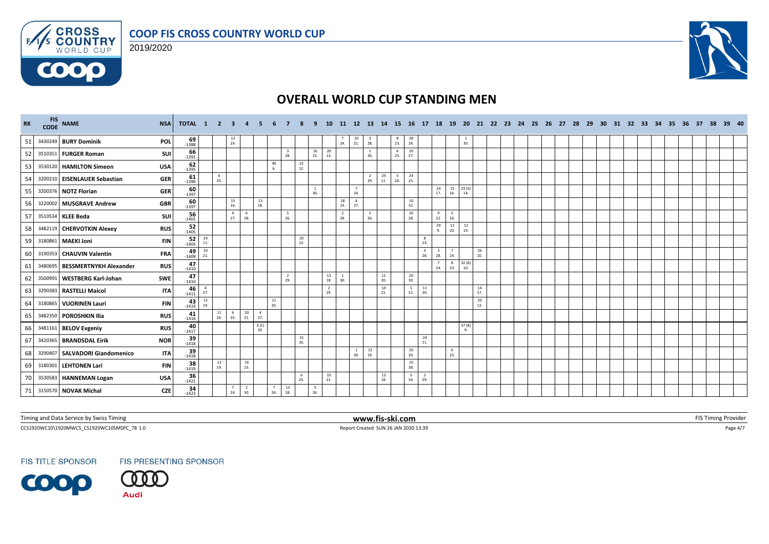# COOP FIS CROSS COUNTRY WORLD CUP

2019/2020

## OVERALL WORLD CUP STANDING MEN

| RK | FIS CODE | NAME | NSA | TOTAL | 1 | 2 | 3 | 4 | 5 | 6 | 7 | 8 | 9 | 10 | 11 | 12 | 13 | 14 | 15 | 16 | 17 | 18 | 19 | 20 | 21 | 22 | 23 | 24 | 25 | 26 | 27 | 28 | 29 | 30 | 31 | 32 | 33 | 34 | 35 | 36 | 37 | 38 | 39 | 40 |
|---|---|---|---|---|---|---|---|---|---|---|---|---|---|---|---|---|---|---|---|---|---|---|---|---|---|---|---|---|---|---|---|---|---|---|---|---|---|---|---|---|---|---|---|---|
| 51 | 3430249 | **BURY Dominik** | **POL** | **69** -1388 | | | 12 19. | | | | | | | | 7 24. | 10 21. | 3 28. | | 8 23. | 28 24. | | | | 1 30. | | | | | | | | | | | | | | | | | | | | |
| 52 | 3510351 | **FURGER Roman** | **SUI** | **66** -1391 | | | | | | | 3 28. | | 16 15. | 20 13. | | | 1 30. | | 6 25. | 20 27. | | | | | | | | | | | | | | | | | | | | | | | | |
| 53 | 3530120 | **HAMILTON Simeon** | **USA** | **62** -1395 | | | | | | 40 6. | | 22 12. | | | | | | | | | | | | | | | | | | | | | | | | | | | | | | | | |
| 54 | 3200210 | **EISENLAUER Sebastian** | **GER** | **61** -1396 | | 6 25. | | | | | | | | | | | 2 29. | 24 11. | 5 26. | 24 25. | | | | | | | | | | | | | | | | | | | | | | | | |
| 55 | 3200376 | **NOTZ Florian** | **GER** | **60** -1397 | | | | | | | | | 1 30. | | | 7 24. | | | | | | 14 17. | 15 16. | 23 (5) 14. | | | | | | | | | | | | | | | | | | | | |
| 56 | 3220002 | **MUSGRAVE Andrew** | **GBR** | **60** -1397 | | | 15 16. | | 13 18. | | | | | | 18 14. | 4 27. | | | | 10 32. | | | | | | | | | | | | | | | | | | | | | | | | |
| 57 | 3510534 | **KLEE Beda** | **SUI** | **56** -1401 | | | 4 27. | 6 28. | | | 5 26. | | | | 2 29. | | 5 26. | | | 20 28. | | 9 22. | 5 26. | | | | | | | | | | | | | | | | | | | | | |
| 58 | 3482119 | **CHERVOTKIN Alexey** | **RUS** | **52** -1405 | | | | | | | | | | | | | | | | | | 29 9. | 11 20. | 12 19. | | | | | | | | | | | | | | | | | | | | |
| 59 | 3180861 | **MAEKI Joni** | **FIN** | **52** -1405 | 24 11. | | | | | | | 20 13. | | | | | | | | | 8 23. | | | | | | | | | | | | | | | | | | | | | | | |
| 60 | 3190353 | **CHAUVIN Valentin** | **FRA** | **49** -1408 | 10 21. | | | | | | | | | | | | | | | | 3 28. | 3 28. | 7 24. | | 26 10. | | | | | | | | | | | | | | | | | | | |
| 61 | 3480695 | **BESSMERTNYKH Alexander** | **RUS** | **47** -1410 | | | | | | | | | | | | | | | | | | 7 24. | 8 23. | 32 (6) 10. | | | | | | | | | | | | | | | | | | | | |
| 62 | 3500991 | **WESTBERG Karl-Johan** | **SWE** | **47** -1410 | | | | | | | 2 29. | | | 13 18. | 1 30. | | | 11 20. | | 20 30. | | | | | | | | | | | | | | | | | | | | | | | | |
| 63 | 3290383 | **RASTELLI Maicol** | **ITA** | **46** -1411 | 4 27. | | | | | | | | | 2 29. | | | | 10 21. | | 5 51. | 11 20. | | | | 14 17. | | | | | | | | | | | | | | | | | | | |
| 64 | 3180865 | **VUORINEN Lauri** | **FIN** | **43** -1414 | 12 19. | | | | | 11 20. | | | | | | | | | | | | | | | 20 13. | | | | | | | | | | | | | | | | | | | |
| 65 | 3482350 | **POROSHKIN Ilia** | **RUS** | **41** -1416 | | 11 20. | 6 25. | 20 21. | 4 27. | | | | | | | | | | | | | | | | | | | | | | | | | | | | | | | | | | | |
| 66 | 3481161 | **BELOV Evgeniy** | **RUS** | **40** -1417 | | | | | 3 (1) 29. | | | | | | | | | | | | | | | 37 (8) 9. | | | | | | | | | | | | | | | | | | | | |
| 67 | 3420365 | **BRANDSDAL Eirik** | **NOR** | **39** -1418 | | | | | | | | 15 16. | | | | | | | | | 24 11. | | | | | | | | | | | | | | | | | | | | | | | |
| 68 | 3290407 | **SALVADORI Giandomenico** | **ITA** | **39** -1418 | | | | | | | | | | | | 1 30. | 12 19. | | | 20 29. | | | 6 25. | | | | | | | | | | | | | | | | | | | | | |
| 69 | 3180301 | **LEHTONEN Lari** | **FIN** | **38** -1419 | | 12 19. | | 16 23. | | | | | | | | | | | | 10 38. | | | | | | | | | | | | | | | | | | | | | | | | |
| 70 | 3530583 | **HANNEMAN Logan** | **USA** | **36** -1421 | | | | | | | | 6 25. | | 10 21. | | | | 13 18. | | 5 56. | 2 29. | | | | | | | | | | | | | | | | | | | | | | | |
| 71 | 3150570 | **NOVAK Michal** | **CZE** | **34** -1423 | | | 7 24. | 2 30. | | 7 24. | 13 18. | | 5 26. | | | | | | | | | | | | | | | | | | | | | | | | | | | | | | | |

Timing and Data Service by Swiss Timing — www.fis-ski.com — FIS Timing Provider

CCS1920WC10\1920MWCS_CS1920WC10SMSPC_78 1.0 — Report Created SUN 26 JAN 2020 13:39

FIS TITLE SPONSOR — FIS PRESENTING SPONSOR Audi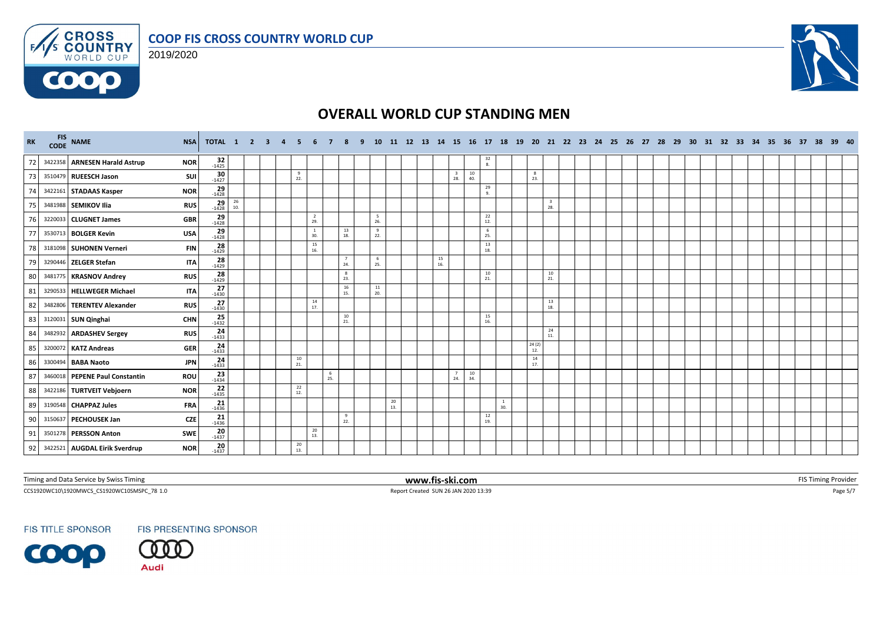# OVERALL WORLD CUP STANDING MEN

**COOP FIS CROSS COUNTRY WORLD CUP**

2019/2020

| RK | FIS CODE | NAME | NSA | TOTAL | 1 | 2 | 3 | 4 | 5 | 6 | 7 | 8 | 9 | 10 | 11 | 12 | 13 | 14 | 15 | 16 | 17 | 18 | 19 | 20 | 21 | 22 | 23 | 24 | 25 | 26 | 27 | 28 | 29 | 30 | 31 | 32 | 33 | 34 | 35 | 36 | 37 | 38 | 39 | 40 |
|---|---|---|---|---|---|---|---|---|---|---|---|---|---|---|---|---|---|---|---|---|---|---|---|---|---|---|---|---|---|---|---|---|---|---|---|---|---|---|---|---|---|---|---|---|
| 72 | 3422358 | **ARNESEN Harald Astrup** | **NOR** | 32 -1425 | | | | | | | | | | | | | | | | | 32 8. | | | | | | | | | | | | | | | | | | | | | | | |
| 73 | 3510479 | **RUEESCH Jason** | **SUI** | 30 -1427 | | | | | 9 22. | | | | | | | | | | 3 28. | 10 40. | | | | 8 23. | | | | | | | | | | | | | | | | | | | | |
| 74 | 3422161 | **STADAAS Kasper** | **NOR** | 29 -1428 | | | | | | | | | | | | | | | | | 29 9. | | | | | | | | | | | | | | | | | | | | | | | |
| 75 | 3481988 | **SEMIKOV Ilia** | **RUS** | 29 -1428 | 26 10. | | | | | | | | | | | | | | | | | | | | 3 28. | | | | | | | | | | | | | | | | | | | |
| 76 | 3220033 | **CLUGNET James** | **GBR** | 29 -1428 | | | | | | 2 29. | | | | 5 26. | | | | | | | 22 12. | | | | | | | | | | | | | | | | | | | | | | | |
| 77 | 3530713 | **BOLGER Kevin** | **USA** | 29 -1428 | | | | | | 1 30. | | 13 18. | | 9 22. | | | | | | | 6 25. | | | | | | | | | | | | | | | | | | | | | | | |
| 78 | 3181098 | **SUHONEN Verneri** | **FIN** | 28 -1429 | | | | | | 15 16. | | | | | | | | | | | 13 18. | | | | | | | | | | | | | | | | | | | | | | | |
| 79 | 3290446 | **ZELGER Stefan** | **ITA** | 28 -1429 | | | | | | | | 7 24. | | 6 25. | | | | 15 16. | | | | | | | | | | | | | | | | | | | | | | | | | | |
| 80 | 3481775 | **KRASNOV Andrey** | **RUS** | 28 -1429 | | | | | | | | 8 23. | | | | | | | | | 10 21. | | | | 10 21. | | | | | | | | | | | | | | | | | | | |
| 81 | 3290533 | **HELLWEGER Michael** | **ITA** | 27 -1430 | | | | | | | | 16 15. | | 11 20. | | | | | | | | | | | | | | | | | | | | | | | | | | | | | | |
| 82 | 3482806 | **TERENTEV Alexander** | **RUS** | 27 -1430 | | | | | | 14 17. | | | | | | | | | | | | | | | 13 18. | | | | | | | | | | | | | | | | | | | |
| 83 | 3120031 | **SUN Qinghai** | **CHN** | 25 -1432 | | | | | | | | 10 21. | | | | | | | | | 15 16. | | | | | | | | | | | | | | | | | | | | | | | |
| 84 | 3482932 | **ARDASHEV Sergey** | **RUS** | 24 -1433 | | | | | | | | | | | | | | | | | | | | | 24 11. | | | | | | | | | | | | | | | | | | | |
| 85 | 3200072 | **KATZ Andreas** | **GER** | 24 -1433 | | | | | | | | | | | | | | | | | | | | 24 (2) 12. | | | | | | | | | | | | | | | | | | | | |
| 86 | 3300494 | **BABA Naoto** | **JPN** | 24 -1433 | | | | | 10 21. | | | | | | | | | | | | | | | 14 17. | | | | | | | | | | | | | | | | | | | | |
| 87 | 3460018 | **PEPENE Paul Constantin** | **ROU** | 23 -1434 | | | | | | | 6 25. | | | | | | | | 7 24. | 10 34. | | | | | | | | | | | | | | | | | | | | | | | | |
| 88 | 3422186 | **TURTVEIT Vebjoern** | **NOR** | 22 -1435 | | | | | 22 12. | | | | | | | | | | | | | | | | | | | | | | | | | | | | | | | | | | | |
| 89 | 3190548 | **CHAPPAZ Jules** | **FRA** | 21 -1436 | | | | | | | | | | | 20 13. | | | | | | | 1 30. | | | | | | | | | | | | | | | | | | | | | | |
| 90 | 3150637 | **PECHOUSEK Jan** | **CZE** | 21 -1436 | | | | | | | | 9 22. | | | | | | | | | 12 19. | | | | | | | | | | | | | | | | | | | | | | | |
| 91 | 3501278 | **PERSSON Anton** | **SWE** | 20 -1437 | | | | | | 20 13. | | | | | | | | | | | | | | | | | | | | | | | | | | | | | | | | | | |
| 92 | 3422521 | **AUGDAL Eirik Sverdrup** | **NOR** | 20 -1437 | | | | | 20 13. | | | | | | | | | | | | | | | | | | | | | | | | | | | | | | | | | | | |

Timing and Data Service by Swiss Timing | www.fis-ski.com | FIS Timing Provider

CCS1920WC10\1920MWCS_CS1920WC10SMSPC_78 1.0 | Report Created SUN 26 JAN 2020 13:39

FIS TITLE SPONSOR: COOP | FIS PRESENTING SPONSOR: Audi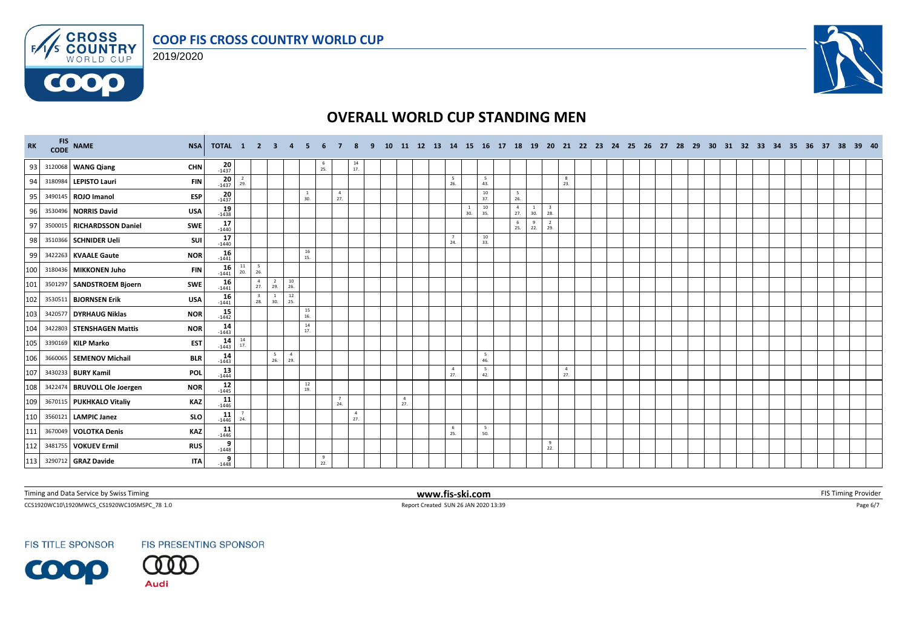# COOP FIS CROSS COUNTRY WORLD CUP

2019/2020

## OVERALL WORLD CUP STANDING MEN

| RK | FIS CODE | NAME | NSA | TOTAL | 1 | 2 | 3 | 4 | 5 | 6 | 7 | 8 | 9 | 10 | 11 | 12 | 13 | 14 | 15 | 16 | 17 | 18 | 19 | 20 | 21 | 22 | 23 | 24 | 25 | 26 | 27 | 28 | 29 | 30 | 31 | 32 | 33 | 34 | 35 | 36 | 37 | 38 | 39 | 40 |
|---|---|---|---|---|---|---|---|---|---|---|---|---|---|---|---|---|---|---|---|---|---|---|---|---|---|---|---|---|---|---|---|---|---|---|---|---|---|---|---|---|---|---|---|---|
| 93 | 3120068 | **WANG Qiang** | **CHN** | 20 -1437 | | | | | | 6 25. | | 14 17. | | | | | | | | | | | | | | | | | | | | | | | | | | | | | | | | |
| 94 | 3180984 | **LEPISTO Lauri** | **FIN** | 20 -1437 | 2 29. | | | | | | | | | | | | | 5 26. | | 5 43. | | | | | 8 23. | | | | | | | | | | | | | | | | | | | |
| 95 | 3490145 | **ROJO Imanol** | **ESP** | 20 -1437 | | | | | 1 30. | | 4 27. | | | | | | | | | 10 37. | | 5 26. | | | | | | | | | | | | | | | | | | | | | | |
| 96 | 3530496 | **NORRIS David** | **USA** | 19 -1438 | | | | | | | | | | | | | | | 1 30. | 10 35. | | 4 27. | 1 30. | 3 28. | | | | | | | | | | | | | | | | | | | | |
| 97 | 3500015 | **RICHARDSSON Daniel** | **SWE** | 17 -1440 | | | | | | | | | | | | | | | | | | 6 25. | 9 22. | 2 29. | | | | | | | | | | | | | | | | | | | | |
| 98 | 3510366 | **SCHNIDER Ueli** | **SUI** | 17 -1440 | | | | | | | | | | | | | | 7 24. | | 10 33. | | | | | | | | | | | | | | | | | | | | | | | | |
| 99 | 3422263 | **KVAALE Gaute** | **NOR** | 16 -1441 | | | | | 16 15. | | | | | | | | | | | | | | | | | | | | | | | | | | | | | | | | | | | |
| 100 | 3180436 | **MIKKONEN Juho** | **FIN** | 16 -1441 | 11 20. | 5 26. | | | | | | | | | | | | | | | | | | | | | | | | | | | | | | | | | | | | | | |
| 101 | 3501297 | **SANDSTROEM Bjoern** | **SWE** | 16 -1441 | | 4 27. | 2 29. | 10 26. | | | | | | | | | | | | | | | | | | | | | | | | | | | | | | | | | | | | |
| 102 | 3530511 | **BJORNSEN Erik** | **USA** | 16 -1441 | | 3 28. | 1 30. | 12 25. | | | | | | | | | | | | | | | | | | | | | | | | | | | | | | | | | | | | |
| 103 | 3420577 | **DYRHAUG Niklas** | **NOR** | 15 -1442 | | | | | 15 16. | | | | | | | | | | | | | | | | | | | | | | | | | | | | | | | | | | | |
| 104 | 3422803 | **STENSHAGEN Mattis** | **NOR** | 14 -1443 | | | | | 14 17. | | | | | | | | | | | | | | | | | | | | | | | | | | | | | | | | | | | |
| 105 | 3390169 | **KILP Marko** | **EST** | 14 -1443 | 14 17. | | | | | | | | | | | | | | | | | | | | | | | | | | | | | | | | | | | | | | | |
| 106 | 3660065 | **SEMENOV Michail** | **BLR** | 14 -1443 | | | 5 26. | 4 29. | | | | | | | | | | | | 5 46. | | | | | | | | | | | | | | | | | | | | | | | | |
| 107 | 3430233 | **BURY Kamil** | **POL** | 13 -1444 | | | | | | | | | | | | | | 4 27. | | 5 42. | | | | | 4 27. | | | | | | | | | | | | | | | | | | | |
| 108 | 3422474 | **BRUVOLL Ole Joergen** | **NOR** | 12 -1445 | | | | | 12 19. | | | | | | | | | | | | | | | | | | | | | | | | | | | | | | | | | | | |
| 109 | 3670115 | **PUKHKALO Vitaliy** | **KAZ** | 11 -1446 | | | | | | | 7 24. | | | | 4 27. | | | | | | | | | | | | | | | | | | | | | | | | | | | | | |
| 110 | 3560121 | **LAMPIC Janez** | **SLO** | 11 -1446 | 7 24. | | | | | | | 4 27. | | | | | | | | | | | | | | | | | | | | | | | | | | | | | | | | |
| 111 | 3670049 | **VOLOTKA Denis** | **KAZ** | 11 -1446 | | | | | | | | | | | | | | 6 25. | | 5 50. | | | | | | | | | | | | | | | | | | | | | | | | |
| 112 | 3481755 | **VOKUEV Ermil** | **RUS** | 9 -1448 | | | | | | | | | | | | | | | | | | | | 9 22. | | | | | | | | | | | | | | | | | | | | |
| 113 | 3290712 | **GRAZ Davide** | **ITA** | 9 -1448 | | | | | | 9 22. | | | | | | | | | | | | | | | | | | | | | | | | | | | | | | | | | | |

Timing and Data Service by Swiss Timing — www.fis-ski.com — FIS Timing Provider

CCS1920WC10\1920MWCS_CS1920WC10SMSPC_78 1.0 — Report Created SUN 26 JAN 2020 13:39

FIS TITLE SPONSOR — FIS PRESENTING SPONSOR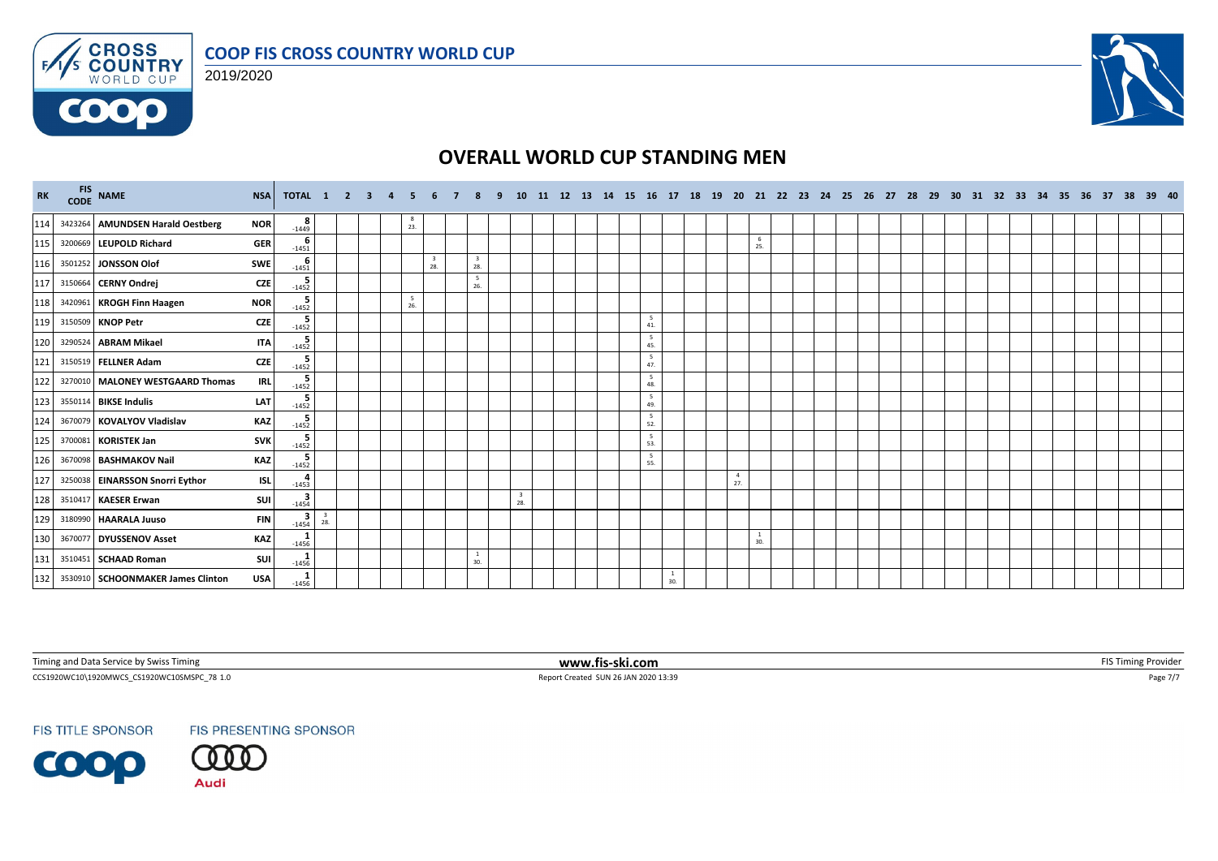# COOP FIS CROSS COUNTRY WORLD CUP

2019/2020

## OVERALL WORLD CUP STANDING MEN

| RK | FIS CODE | NAME | NSA | TOTAL | 1 | 2 | 3 | 4 | 5 | 6 | 7 | 8 | 9 | 10 | 11 | 12 | 13 | 14 | 15 | 16 | 17 | 18 | 19 | 20 | 21 | 22 | 23 | 24 | 25 | 26 | 27 | 28 | 29 | 30 | 31 | 32 | 33 | 34 | 35 | 36 | 37 | 38 | 39 | 40 |
|---|---|---|---|---|---|---|---|---|---|---|---|---|---|---|---|---|---|---|---|---|---|---|---|---|---|---|---|---|---|---|---|---|---|---|---|---|---|---|---|---|---|---|---|---|
| 114 | 3423264 | **AMUNDSEN Harald Oestberg** | NOR | **8** -1449 | | | | | 8 23. | | | | | | | | | | | | | | | | | | | | | | | | | | | | | | | | | | | |
| 115 | 3200669 | **LEUPOLD Richard** | GER | **6** -1451 | | | | | | | | | | | | | | | | | | | | | 6 25. | | | | | | | | | | | | | | | | | | | |
| 116 | 3501252 | **JONSSON Olof** | SWE | **6** -1451 | | | | | | 3 28. | | 3 28. | | | | | | | | | | | | | | | | | | | | | | | | | | | | | | | | |
| 117 | 3150664 | **CERNY Ondrej** | CZE | **5** -1452 | | | | | | | | 5 26. | | | | | | | | | | | | | | | | | | | | | | | | | | | | | | | | |
| 118 | 3420961 | **KROGH Finn Haagen** | NOR | **5** -1452 | | | | | 5 26. | | | | | | | | | | | | | | | | | | | | | | | | | | | | | | | | | | | |
| 119 | 3150509 | **KNOP Petr** | CZE | **5** -1452 | | | | | | | | | | | | | | | | 5 41. | | | | | | | | | | | | | | | | | | | | | | | | |
| 120 | 3290524 | **ABRAM Mikael** | ITA | **5** -1452 | | | | | | | | | | | | | | | | 5 45. | | | | | | | | | | | | | | | | | | | | | | | | |
| 121 | 3150519 | **FELLNER Adam** | CZE | **5** -1452 | | | | | | | | | | | | | | | | 5 47. | | | | | | | | | | | | | | | | | | | | | | | | |
| 122 | 3270010 | **MALONEY WESTGAARD Thomas** | IRL | **5** -1452 | | | | | | | | | | | | | | | | 5 48. | | | | | | | | | | | | | | | | | | | | | | | | |
| 123 | 3550114 | **BIKSE Indulis** | LAT | **5** -1452 | | | | | | | | | | | | | | | | 5 49. | | | | | | | | | | | | | | | | | | | | | | | | |
| 124 | 3670079 | **KOVALYOV Vladislav** | KAZ | **5** -1452 | | | | | | | | | | | | | | | | 5 52. | | | | | | | | | | | | | | | | | | | | | | | | |
| 125 | 3700081 | **KORISTEK Jan** | SVK | **5** -1452 | | | | | | | | | | | | | | | | 5 53. | | | | | | | | | | | | | | | | | | | | | | | | |
| 126 | 3670098 | **BASHMAKOV Nail** | KAZ | **5** -1452 | | | | | | | | | | | | | | | | 5 55. | | | | | | | | | | | | | | | | | | | | | | | | |
| 127 | 3250038 | **EINARSSON Snorri Eythor** | ISL | **4** -1453 | | | | | | | | | | | | | | | | | | | | 4 27. | | | | | | | | | | | | | | | | | | | | |
| 128 | 3510417 | **KAESER Erwan** | SUI | **3** -1454 | | | | | | | | | | 3 28. | | | | | | | | | | | | | | | | | | | | | | | | | | | | | | |
| 129 | 3180990 | **HAARALA Juuso** | FIN | **3** -1454 | 3 28. | | | | | | | | | | | | | | | | | | | | | | | | | | | | | | | | | | | | | | | |
| 130 | 3670077 | **DYUSSENOV Asset** | KAZ | **1** -1456 | | | | | | | | | | | | | | | | | | | | | 1 30. | | | | | | | | | | | | | | | | | | | |
| 131 | 3510451 | **SCHAAD Roman** | SUI | **1** -1456 | | | | | | | | 1 30. | | | | | | | | | | | | | | | | | | | | | | | | | | | | | | | | |
| 132 | 3530910 | **SCHOONMAKER James Clinton** | USA | **1** -1456 | | | | | | | | | | | | | | | | | 1 30. | | | | | | | | | | | | | | | | | | | | | | | |

Timing and Data Service by Swiss Timing | www.fis-ski.com | FIS Timing Provider

CCS1920WC10\1920MWCS_CS1920WC10SMSPC_78 1.0 | Report Created SUN 26 JAN 2020 13:39

FIS TITLE SPONSOR | FIS PRESENTING SPONSOR